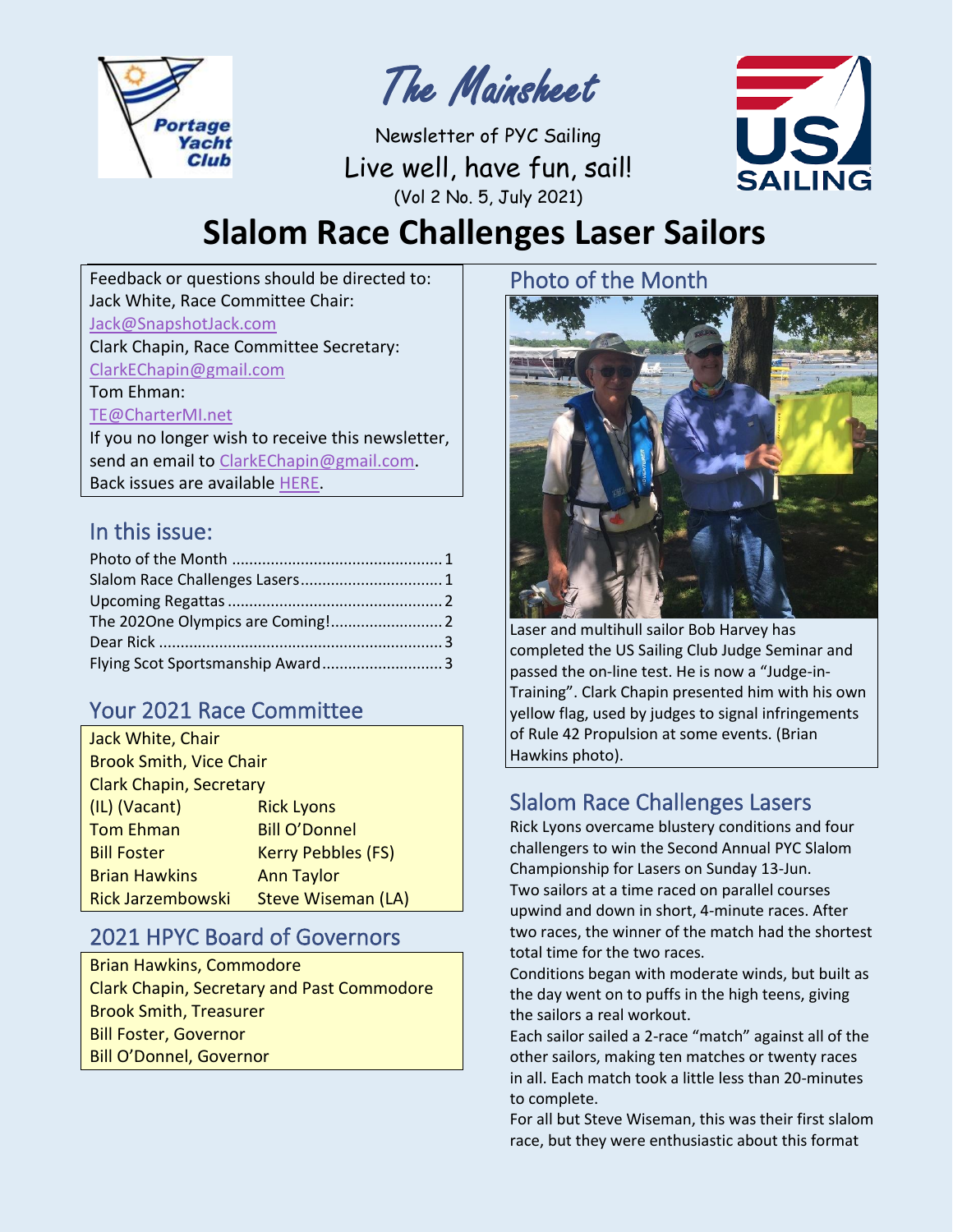# The Mainsheet

Newsletter of PYC Sailing

Live well, have fun, sail!

(Vol 2 No. 5, July 2021)

# Slalom Race Challenges Laser Sailors

Feedback or questions should be directed to:
Jack White, Race Committee Chair:
Jack@SnapshotJack.com
Clark Chapin, Race Committee Secretary:
ClarkEChapin@gmail.com
Tom Ehman:
TE@CharterMI.net
If you no longer wish to receive this newsletter, send an email to ClarkEChapin@gmail.com.
Back issues are available HERE.

## In this issue:

- Photo of the Month ........ 1
- Slalom Race Challenges Lasers ........ 1
- Upcoming Regattas ........ 2
- The 202One Olympics are Coming! ........ 2
- Dear Rick ........ 3
- Flying Scot Sportsmanship Award ........ 3

## Your 2021 Race Committee

| | |
|---|---|
| Jack White, Chair | |
| Brook Smith, Vice Chair | |
| Clark Chapin, Secretary | |
| (IL) (Vacant) | Rick Lyons |
| Tom Ehman | Bill O'Donnel |
| Bill Foster | Kerry Pebbles (FS) |
| Brian Hawkins | Ann Taylor |
| Rick Jarzembowski | Steve Wiseman (LA) |

## 2021 HPYC Board of Governors

Brian Hawkins, Commodore
Clark Chapin, Secretary and Past Commodore
Brook Smith, Treasurer
Bill Foster, Governor
Bill O'Donnel, Governor

## Photo of the Month

Laser and multihull sailor Bob Harvey has completed the US Sailing Club Judge Seminar and passed the on-line test. He is now a "Judge-in-Training". Clark Chapin presented him with his own yellow flag, used by judges to signal infringements of Rule 42 Propulsion at some events. (Brian Hawkins photo).

## Slalom Race Challenges Lasers

Rick Lyons overcame blustery conditions and four challengers to win the Second Annual PYC Slalom Championship for Lasers on Sunday 13-Jun.

Two sailors at a time raced on parallel courses upwind and down in short, 4-minute races. After two races, the winner of the match had the shortest total time for the two races.

Conditions began with moderate winds, but built as the day went on to puffs in the high teens, giving the sailors a real workout.

Each sailor sailed a 2-race "match" against all of the other sailors, making ten matches or twenty races in all. Each match took a little less than 20-minutes to complete.

For all but Steve Wiseman, this was their first slalom race, but they were enthusiastic about this format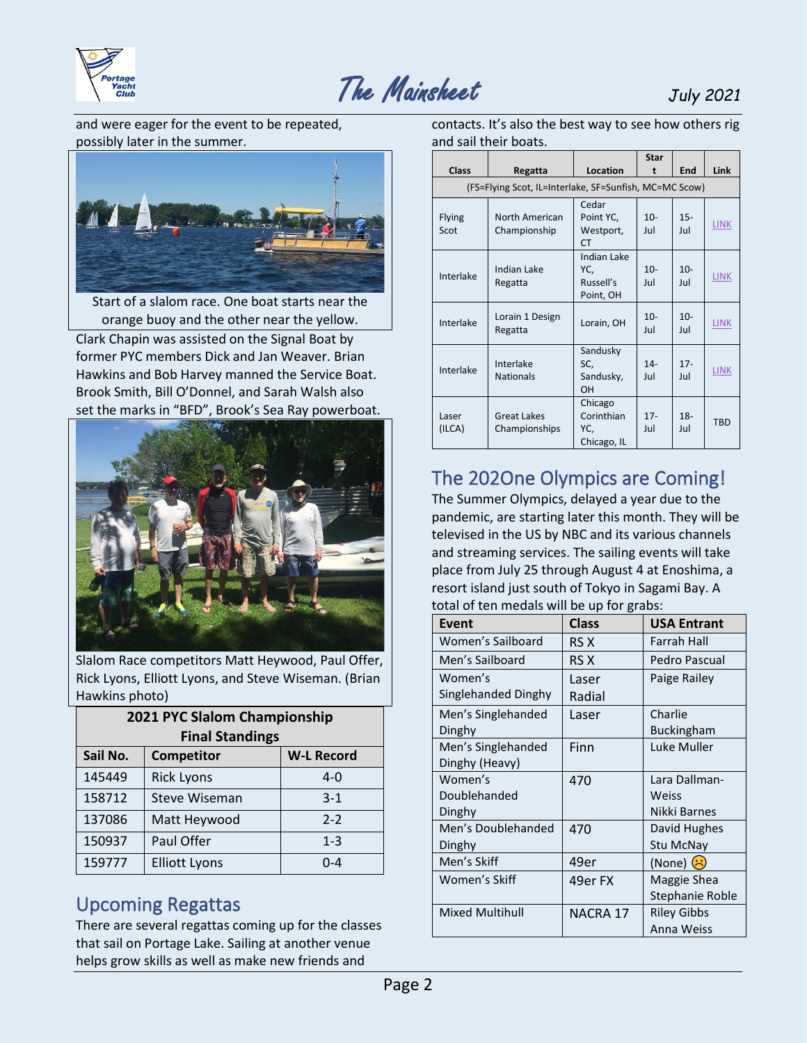and were eager for the event to be repeated, possibly later in the summer.

Start of a slalom race. One boat starts near the orange buoy and the other near the yellow.

Clark Chapin was assisted on the Signal Boat by former PYC members Dick and Jan Weaver. Brian Hawkins and Bob Harvey manned the Service Boat. Brook Smith, Bill O'Donnel, and Sarah Walsh also set the marks in "BFD", Brook's Sea Ray powerboat.

Slalom Race competitors Matt Heywood, Paul Offer, Rick Lyons, Elliott Lyons, and Steve Wiseman. (Brian Hawkins photo)

| 2021 PYC Slalom Championship Final Standings | | |
|---|---|---|
| **Sail No.** | **Competitor** | **W-L Record** |
| 145449 | Rick Lyons | 4-0 |
| 158712 | Steve Wiseman | 3-1 |
| 137086 | Matt Heywood | 2-2 |
| 150937 | Paul Offer | 1-3 |
| 159777 | Elliott Lyons | 0-4 |

## Upcoming Regattas

There are several regattas coming up for the classes that sail on Portage Lake. Sailing at another venue helps grow skills as well as make new friends and contacts. It's also the best way to see how others rig and sail their boats.

| Class | Regatta | Location | Start | End | Link |
|---|---|---|---|---|---|
| (FS=Flying Scot, IL=Interlake, SF=Sunfish, MC=MC Scow) | | | | | |
| Flying Scot | North American Championship | Cedar Point YC, Westport, CT | 10-Jul | 15-Jul | LINK |
| Interlake | Indian Lake Regatta | Indian Lake YC, Russell's Point, OH | 10-Jul | 10-Jul | LINK |
| Interlake | Lorain 1 Design Regatta | Lorain, OH | 10-Jul | 10-Jul | LINK |
| Interlake | Interlake Nationals | Sandusky SC, Sandusky, OH | 14-Jul | 17-Jul | LINK |
| Laser (ILCA) | Great Lakes Championships | Chicago Corinthian YC, Chicago, IL | 17-Jul | 18-Jul | TBD |

## The 202One Olympics are Coming!

The Summer Olympics, delayed a year due to the pandemic, are starting later this month. They will be televised in the US by NBC and its various channels and streaming services. The sailing events will take place from July 25 through August 4 at Enoshima, a resort island just south of Tokyo in Sagami Bay. A total of ten medals will be up for grabs:

| Event | Class | USA Entrant |
|---|---|---|
| Women's Sailboard | RS X | Farrah Hall |
| Men's Sailboard | RS X | Pedro Pascual |
| Women's Singlehanded Dinghy | Laser Radial | Paige Railey |
| Men's Singlehanded Dinghy | Laser | Charlie Buckingham |
| Men's Singlehanded Dinghy (Heavy) | Finn | Luke Muller |
| Women's Doublehanded Dinghy | 470 | Lara Dallman-Weiss<br>Nikki Barnes |
| Men's Doublehanded Dinghy | 470 | David Hughes<br>Stu McNay |
| Men's Skiff | 49er | (None) ☹ |
| Women's Skiff | 49er FX | Maggie Shea<br>Stephanie Roble |
| Mixed Multihull | NACRA 17 | Riley Gibbs<br>Anna Weiss |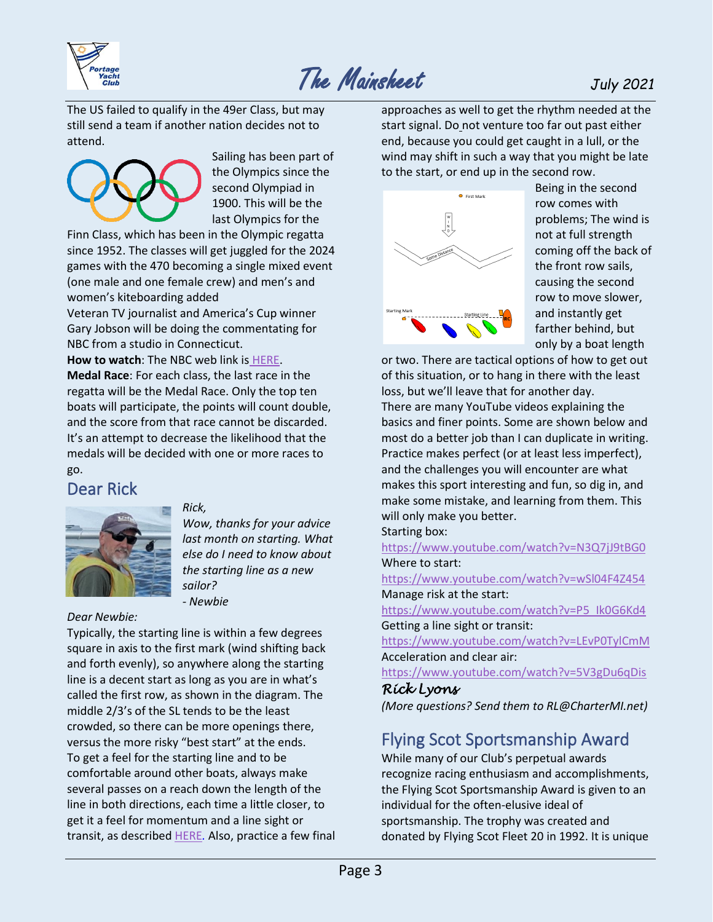The US failed to qualify in the 49er Class, but may still send a team if another nation decides not to attend.

Sailing has been part of the Olympics since the second Olympiad in 1900. This will be the last Olympics for the Finn Class, which has been in the Olympic regatta since 1952. The classes will get juggled for the 2024 games with the 470 becoming a single mixed event (one male and one female crew) and men's and women's kiteboarding added

Veteran TV journalist and America's Cup winner Gary Jobson will be doing the commentating for NBC from a studio in Connecticut.

**How to watch**: The NBC web link is HERE.

**Medal Race**: For each class, the last race in the regatta will be the Medal Race. Only the top ten boats will participate, the points will count double, and the score from that race cannot be discarded. It's an attempt to decrease the likelihood that the medals will be decided with one or more races to go.

## Dear Rick

*Rick,*

*Wow, thanks for your advice last month on starting. What else do I need to know about the starting line as a new sailor?*

*- Newbie*

*Dear Newbie:*

Typically, the starting line is within a few degrees square in axis to the first mark (wind shifting back and forth evenly), so anywhere along the starting line is a decent start as long as you are in what's called the first row, as shown in the diagram. The middle 2/3's of the SL tends to be the least crowded, so there can be more openings there, versus the more risky "best start" at the ends.

To get a feel for the starting line and to be comfortable around other boats, always make several passes on a reach down the length of the line in both directions, each time a little closer, to get it a feel for momentum and a line sight or transit, as described HERE. Also, practice a few final approaches as well to get the rhythm needed at the start signal. Do not venture too far out past either end, because you could get caught in a lull, or the wind may shift in such a way that you might be late to the start, or end up in the second row.

Being in the second row comes with problems; The wind is not at full strength coming off the back of the front row sails, causing the second row to move slower, and instantly get farther behind, but only by a boat length or two. There are tactical options of how to get out of this situation, or to hang in there with the least loss, but we'll leave that for another day.

There are many YouTube videos explaining the basics and finer points. Some are shown below and most do a better job than I can duplicate in writing. Practice makes perfect (or at least less imperfect), and the challenges you will encounter are what makes this sport interesting and fun, so dig in, and make some mistake, and learning from them. This will only make you better.

Starting box:
https://www.youtube.com/watch?v=N3Q7jJ9tBG0

Where to start:
https://www.youtube.com/watch?v=wSl04F4Z454

Manage risk at the start:
https://www.youtube.com/watch?v=P5_Ik0G6Kd4

Getting a line sight or transit:
https://www.youtube.com/watch?v=LEvP0TylCmM

Acceleration and clear air:
https://www.youtube.com/watch?v=5V3gDu6qDis

*Rick Lyons*

*(More questions? Send them to RL@CharterMI.net)*

## Flying Scot Sportsmanship Award

While many of our Club's perpetual awards recognize racing enthusiasm and accomplishments, the Flying Scot Sportsmanship Award is given to an individual for the often-elusive ideal of sportsmanship. The trophy was created and donated by Flying Scot Fleet 20 in 1992. It is unique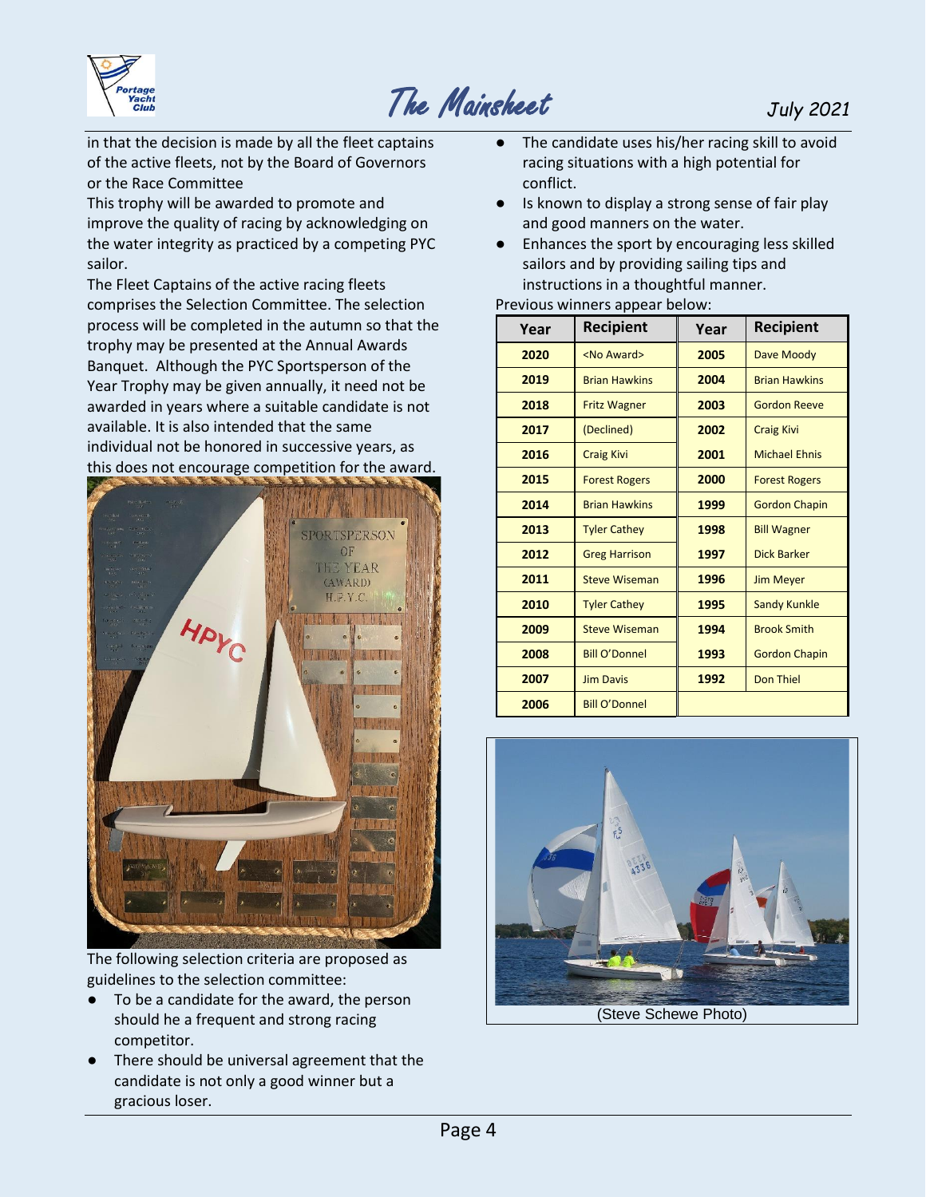in that the decision is made by all the fleet captains of the active fleets, not by the Board of Governors or the Race Committee

This trophy will be awarded to promote and improve the quality of racing by acknowledging on the water integrity as practiced by a competing PYC sailor.

The Fleet Captains of the active racing fleets comprises the Selection Committee. The selection process will be completed in the autumn so that the trophy may be presented at the Annual Awards Banquet. Although the PYC Sportsperson of the Year Trophy may be given annually, it need not be awarded in years where a suitable candidate is not available. It is also intended that the same individual not be honored in successive years, as this does not encourage competition for the award.

The following selection criteria are proposed as guidelines to the selection committee:

- To be a candidate for the award, the person should he a frequent and strong racing competitor.
- There should be universal agreement that the candidate is not only a good winner but a gracious loser.
- The candidate uses his/her racing skill to avoid racing situations with a high potential for conflict.
- Is known to display a strong sense of fair play and good manners on the water.
- Enhances the sport by encouraging less skilled sailors and by providing sailing tips and instructions in a thoughtful manner.

Previous winners appear below:

| Year | Recipient | Year | Recipient |
|---|---|---|---|
| 2020 | <No Award> | 2005 | Dave Moody |
| 2019 | Brian Hawkins | 2004 | Brian Hawkins |
| 2018 | Fritz Wagner | 2003 | Gordon Reeve |
| 2017 | (Declined) | 2002 | Craig Kivi |
| 2016 | Craig Kivi | 2001 | Michael Ehnis |
| 2015 | Forest Rogers | 2000 | Forest Rogers |
| 2014 | Brian Hawkins | 1999 | Gordon Chapin |
| 2013 | Tyler Cathey | 1998 | Bill Wagner |
| 2012 | Greg Harrison | 1997 | Dick Barker |
| 2011 | Steve Wiseman | 1996 | Jim Meyer |
| 2010 | Tyler Cathey | 1995 | Sandy Kunkle |
| 2009 | Steve Wiseman | 1994 | Brook Smith |
| 2008 | Bill O'Donnel | 1993 | Gordon Chapin |
| 2007 | Jim Davis | 1992 | Don Thiel |
| 2006 | Bill O'Donnel | | |

(Steve Schewe Photo)